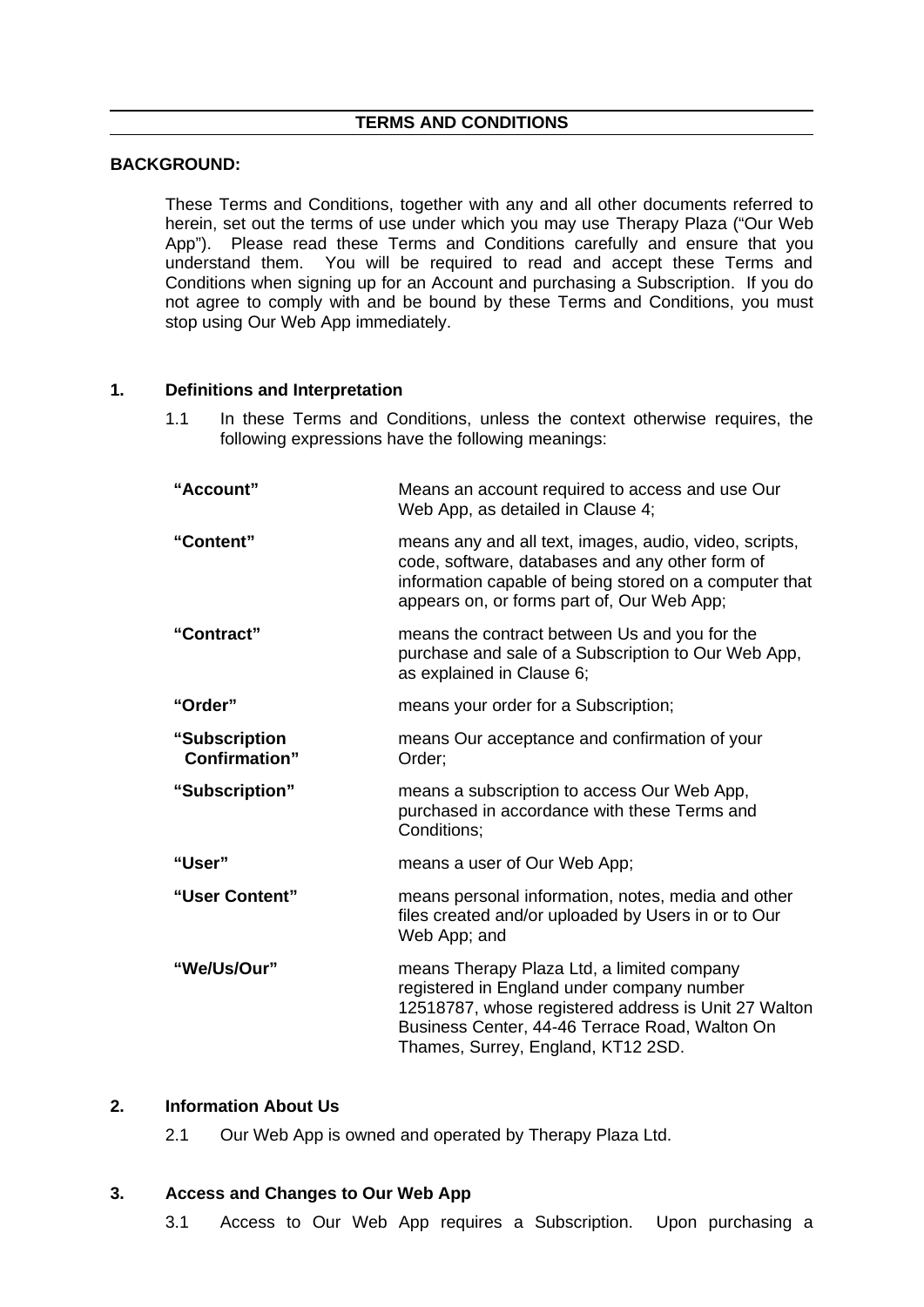# TERMS AND CONDITIONS

**BACKGROUND:**

These Terms and Conditions, together with any and all other documents referred to herein, set out the terms of use under which you may use Therapy Plaza ("Our Web App"). Please read these Terms and Conditions carefully and ensure that you understand them. You will be required to read and accept these Terms and Conditions when signing up for an Account and purchasing a Subscription. If you do not agree to comply with and be bound by these Terms and Conditions, you must stop using Our Web App immediately.

## 1. Definitions and Interpretation

1.1 In these Terms and Conditions, unless the context otherwise requires, the following expressions have the following meanings:

| | |
|---|---|
| **"Account"** | Means an account required to access and use Our Web App, as detailed in Clause 4; |
| **"Content"** | means any and all text, images, audio, video, scripts, code, software, databases and any other form of information capable of being stored on a computer that appears on, or forms part of, Our Web App; |
| **"Contract"** | means the contract between Us and you for the purchase and sale of a Subscription to Our Web App, as explained in Clause 6; |
| **"Order"** | means your order for a Subscription; |
| **"Subscription Confirmation"** | means Our acceptance and confirmation of your Order; |
| **"Subscription"** | means a subscription to access Our Web App, purchased in accordance with these Terms and Conditions; |
| **"User"** | means a user of Our Web App; |
| **"User Content"** | means personal information, notes, media and other files created and/or uploaded by Users in or to Our Web App; and |
| **"We/Us/Our"** | means Therapy Plaza Ltd, a limited company registered in England under company number 12518787, whose registered address is Unit 27 Walton Business Center, 44-46 Terrace Road, Walton On Thames, Surrey, England, KT12 2SD. |

## 2. Information About Us

2.1 Our Web App is owned and operated by Therapy Plaza Ltd.

## 3. Access and Changes to Our Web App

3.1 Access to Our Web App requires a Subscription. Upon purchasing a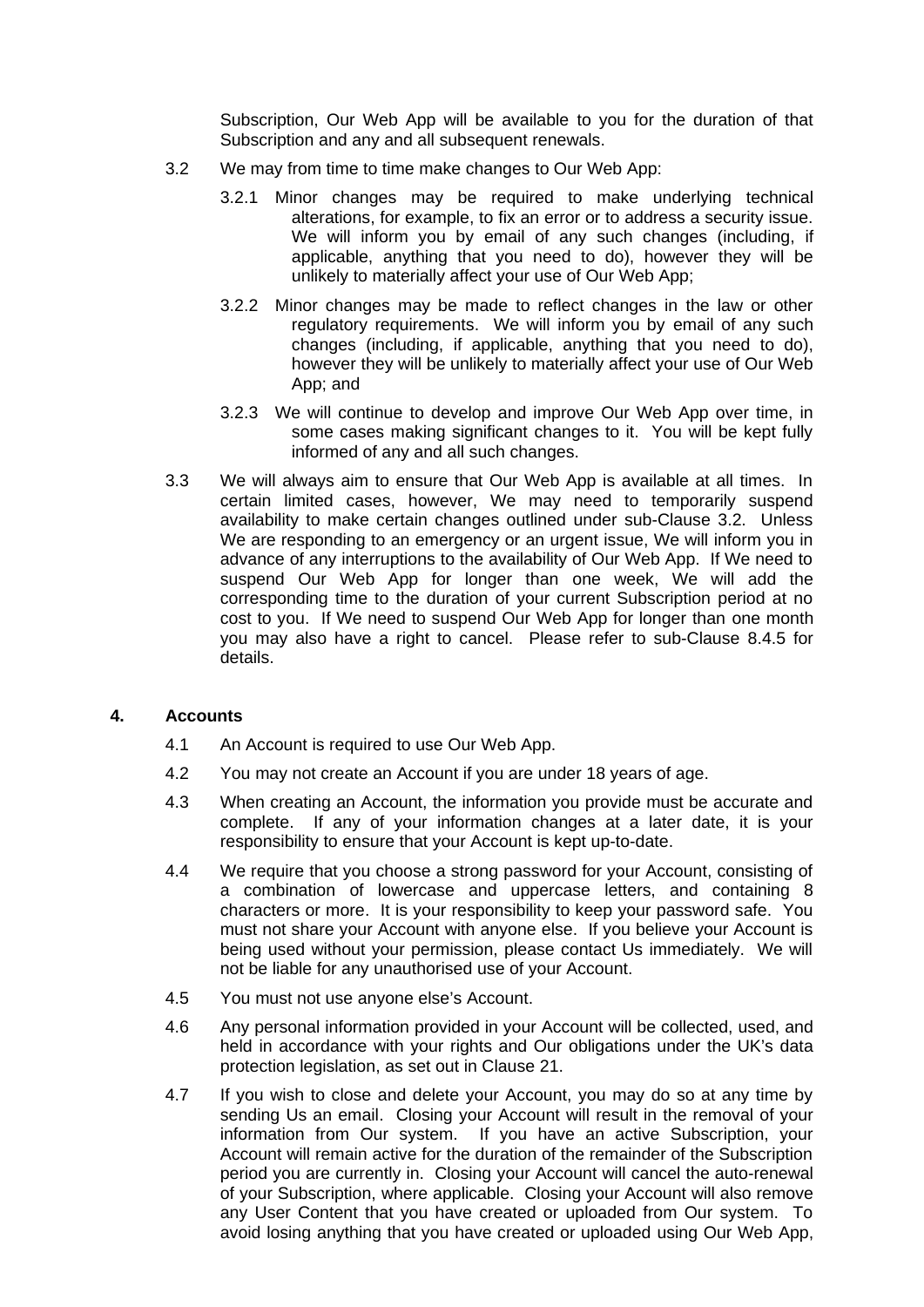Subscription, Our Web App will be available to you for the duration of that Subscription and any and all subsequent renewals.

3.2 We may from time to time make changes to Our Web App:

3.2.1 Minor changes may be required to make underlying technical alterations, for example, to fix an error or to address a security issue. We will inform you by email of any such changes (including, if applicable, anything that you need to do), however they will be unlikely to materially affect your use of Our Web App;

3.2.2 Minor changes may be made to reflect changes in the law or other regulatory requirements. We will inform you by email of any such changes (including, if applicable, anything that you need to do), however they will be unlikely to materially affect your use of Our Web App; and

3.2.3 We will continue to develop and improve Our Web App over time, in some cases making significant changes to it. You will be kept fully informed of any and all such changes.

3.3 We will always aim to ensure that Our Web App is available at all times. In certain limited cases, however, We may need to temporarily suspend availability to make certain changes outlined under sub-Clause 3.2. Unless We are responding to an emergency or an urgent issue, We will inform you in advance of any interruptions to the availability of Our Web App. If We need to suspend Our Web App for longer than one week, We will add the corresponding time to the duration of your current Subscription period at no cost to you. If We need to suspend Our Web App for longer than one month you may also have a right to cancel. Please refer to sub-Clause 8.4.5 for details.

## 4. Accounts

4.1 An Account is required to use Our Web App.

4.2 You may not create an Account if you are under 18 years of age.

4.3 When creating an Account, the information you provide must be accurate and complete. If any of your information changes at a later date, it is your responsibility to ensure that your Account is kept up-to-date.

4.4 We require that you choose a strong password for your Account, consisting of a combination of lowercase and uppercase letters, and containing 8 characters or more. It is your responsibility to keep your password safe. You must not share your Account with anyone else. If you believe your Account is being used without your permission, please contact Us immediately. We will not be liable for any unauthorised use of your Account.

4.5 You must not use anyone else's Account.

4.6 Any personal information provided in your Account will be collected, used, and held in accordance with your rights and Our obligations under the UK's data protection legislation, as set out in Clause 21.

4.7 If you wish to close and delete your Account, you may do so at any time by sending Us an email. Closing your Account will result in the removal of your information from Our system. If you have an active Subscription, your Account will remain active for the duration of the remainder of the Subscription period you are currently in. Closing your Account will cancel the auto-renewal of your Subscription, where applicable. Closing your Account will also remove any User Content that you have created or uploaded from Our system. To avoid losing anything that you have created or uploaded using Our Web App,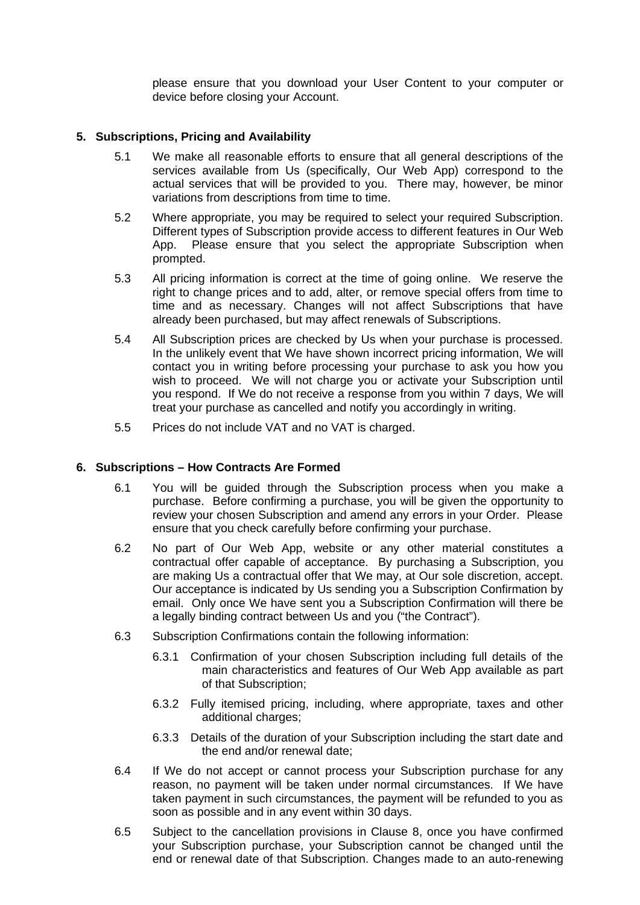please ensure that you download your User Content to your computer or device before closing your Account.

## 5. Subscriptions, Pricing and Availability

5.1 We make all reasonable efforts to ensure that all general descriptions of the services available from Us (specifically, Our Web App) correspond to the actual services that will be provided to you. There may, however, be minor variations from descriptions from time to time.

5.2 Where appropriate, you may be required to select your required Subscription. Different types of Subscription provide access to different features in Our Web App. Please ensure that you select the appropriate Subscription when prompted.

5.3 All pricing information is correct at the time of going online. We reserve the right to change prices and to add, alter, or remove special offers from time to time and as necessary. Changes will not affect Subscriptions that have already been purchased, but may affect renewals of Subscriptions.

5.4 All Subscription prices are checked by Us when your purchase is processed. In the unlikely event that We have shown incorrect pricing information, We will contact you in writing before processing your purchase to ask you how you wish to proceed. We will not charge you or activate your Subscription until you respond. If We do not receive a response from you within 7 days, We will treat your purchase as cancelled and notify you accordingly in writing.

5.5 Prices do not include VAT and no VAT is charged.

## 6. Subscriptions – How Contracts Are Formed

6.1 You will be guided through the Subscription process when you make a purchase. Before confirming a purchase, you will be given the opportunity to review your chosen Subscription and amend any errors in your Order. Please ensure that you check carefully before confirming your purchase.

6.2 No part of Our Web App, website or any other material constitutes a contractual offer capable of acceptance. By purchasing a Subscription, you are making Us a contractual offer that We may, at Our sole discretion, accept. Our acceptance is indicated by Us sending you a Subscription Confirmation by email. Only once We have sent you a Subscription Confirmation will there be a legally binding contract between Us and you ("the Contract").

6.3 Subscription Confirmations contain the following information:

6.3.1 Confirmation of your chosen Subscription including full details of the main characteristics and features of Our Web App available as part of that Subscription;

6.3.2 Fully itemised pricing, including, where appropriate, taxes and other additional charges;

6.3.3 Details of the duration of your Subscription including the start date and the end and/or renewal date;

6.4 If We do not accept or cannot process your Subscription purchase for any reason, no payment will be taken under normal circumstances. If We have taken payment in such circumstances, the payment will be refunded to you as soon as possible and in any event within 30 days.

6.5 Subject to the cancellation provisions in Clause 8, once you have confirmed your Subscription purchase, your Subscription cannot be changed until the end or renewal date of that Subscription. Changes made to an auto-renewing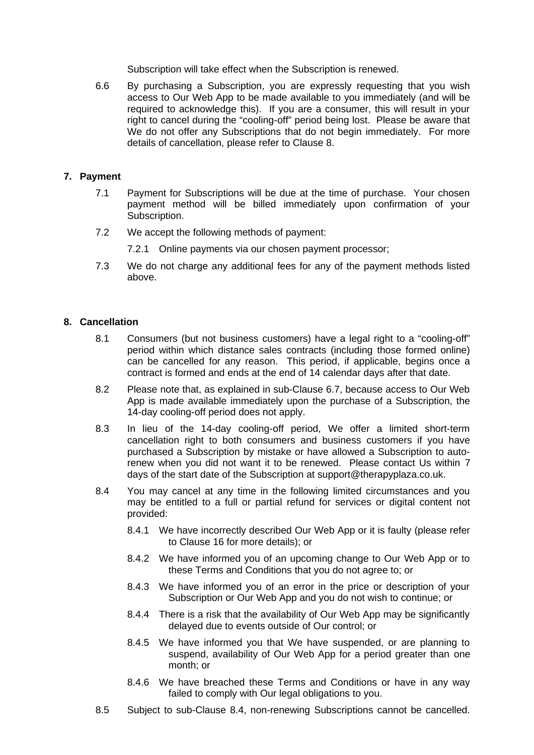Subscription will take effect when the Subscription is renewed.

6.6 By purchasing a Subscription, you are expressly requesting that you wish access to Our Web App to be made available to you immediately (and will be required to acknowledge this). If you are a consumer, this will result in your right to cancel during the "cooling-off" period being lost. Please be aware that We do not offer any Subscriptions that do not begin immediately. For more details of cancellation, please refer to Clause 8.

## 7. Payment

7.1 Payment for Subscriptions will be due at the time of purchase. Your chosen payment method will be billed immediately upon confirmation of your Subscription.

7.2 We accept the following methods of payment:

7.2.1 Online payments via our chosen payment processor;

7.3 We do not charge any additional fees for any of the payment methods listed above.

## 8. Cancellation

8.1 Consumers (but not business customers) have a legal right to a "cooling-off" period within which distance sales contracts (including those formed online) can be cancelled for any reason. This period, if applicable, begins once a contract is formed and ends at the end of 14 calendar days after that date.

8.2 Please note that, as explained in sub-Clause 6.7, because access to Our Web App is made available immediately upon the purchase of a Subscription, the 14-day cooling-off period does not apply.

8.3 In lieu of the 14-day cooling-off period, We offer a limited short-term cancellation right to both consumers and business customers if you have purchased a Subscription by mistake or have allowed a Subscription to auto-renew when you did not want it to be renewed. Please contact Us within 7 days of the start date of the Subscription at support@therapyplaza.co.uk.

8.4 You may cancel at any time in the following limited circumstances and you may be entitled to a full or partial refund for services or digital content not provided:

8.4.1 We have incorrectly described Our Web App or it is faulty (please refer to Clause 16 for more details); or

8.4.2 We have informed you of an upcoming change to Our Web App or to these Terms and Conditions that you do not agree to; or

8.4.3 We have informed you of an error in the price or description of your Subscription or Our Web App and you do not wish to continue; or

8.4.4 There is a risk that the availability of Our Web App may be significantly delayed due to events outside of Our control; or

8.4.5 We have informed you that We have suspended, or are planning to suspend, availability of Our Web App for a period greater than one month; or

8.4.6 We have breached these Terms and Conditions or have in any way failed to comply with Our legal obligations to you.

8.5 Subject to sub-Clause 8.4, non-renewing Subscriptions cannot be cancelled.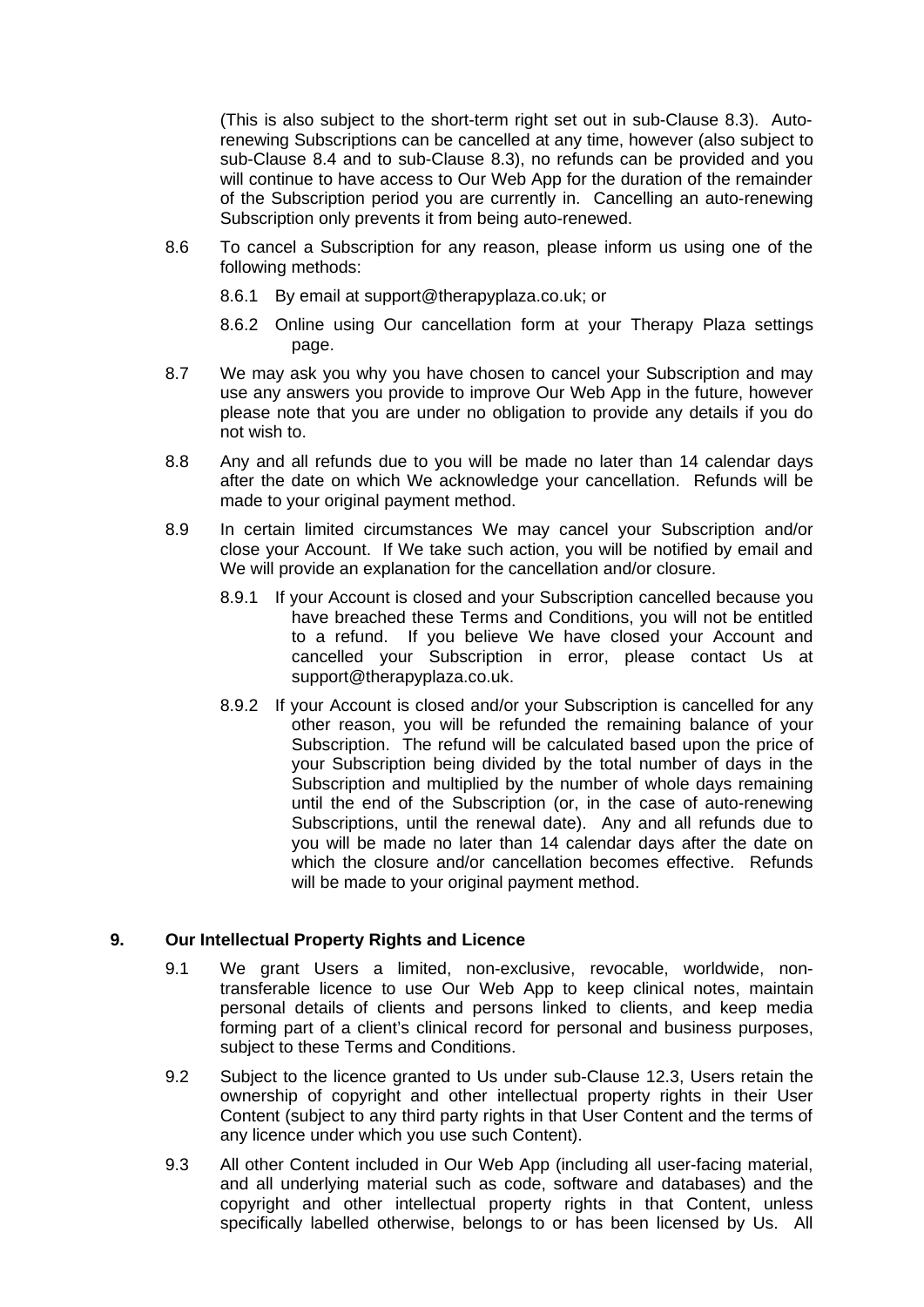(This is also subject to the short-term right set out in sub-Clause 8.3). Auto-renewing Subscriptions can be cancelled at any time, however (also subject to sub-Clause 8.4 and to sub-Clause 8.3), no refunds can be provided and you will continue to have access to Our Web App for the duration of the remainder of the Subscription period you are currently in. Cancelling an auto-renewing Subscription only prevents it from being auto-renewed.

8.6 To cancel a Subscription for any reason, please inform us using one of the following methods:

8.6.1 By email at support@therapyplaza.co.uk; or

8.6.2 Online using Our cancellation form at your Therapy Plaza settings page.

8.7 We may ask you why you have chosen to cancel your Subscription and may use any answers you provide to improve Our Web App in the future, however please note that you are under no obligation to provide any details if you do not wish to.

8.8 Any and all refunds due to you will be made no later than 14 calendar days after the date on which We acknowledge your cancellation. Refunds will be made to your original payment method.

8.9 In certain limited circumstances We may cancel your Subscription and/or close your Account. If We take such action, you will be notified by email and We will provide an explanation for the cancellation and/or closure.

8.9.1 If your Account is closed and your Subscription cancelled because you have breached these Terms and Conditions, you will not be entitled to a refund. If you believe We have closed your Account and cancelled your Subscription in error, please contact Us at support@therapyplaza.co.uk.

8.9.2 If your Account is closed and/or your Subscription is cancelled for any other reason, you will be refunded the remaining balance of your Subscription. The refund will be calculated based upon the price of your Subscription being divided by the total number of days in the Subscription and multiplied by the number of whole days remaining until the end of the Subscription (or, in the case of auto-renewing Subscriptions, until the renewal date). Any and all refunds due to you will be made no later than 14 calendar days after the date on which the closure and/or cancellation becomes effective. Refunds will be made to your original payment method.

## 9. Our Intellectual Property Rights and Licence

9.1 We grant Users a limited, non-exclusive, revocable, worldwide, non-transferable licence to use Our Web App to keep clinical notes, maintain personal details of clients and persons linked to clients, and keep media forming part of a client's clinical record for personal and business purposes, subject to these Terms and Conditions.

9.2 Subject to the licence granted to Us under sub-Clause 12.3, Users retain the ownership of copyright and other intellectual property rights in their User Content (subject to any third party rights in that User Content and the terms of any licence under which you use such Content).

9.3 All other Content included in Our Web App (including all user-facing material, and all underlying material such as code, software and databases) and the copyright and other intellectual property rights in that Content, unless specifically labelled otherwise, belongs to or has been licensed by Us. All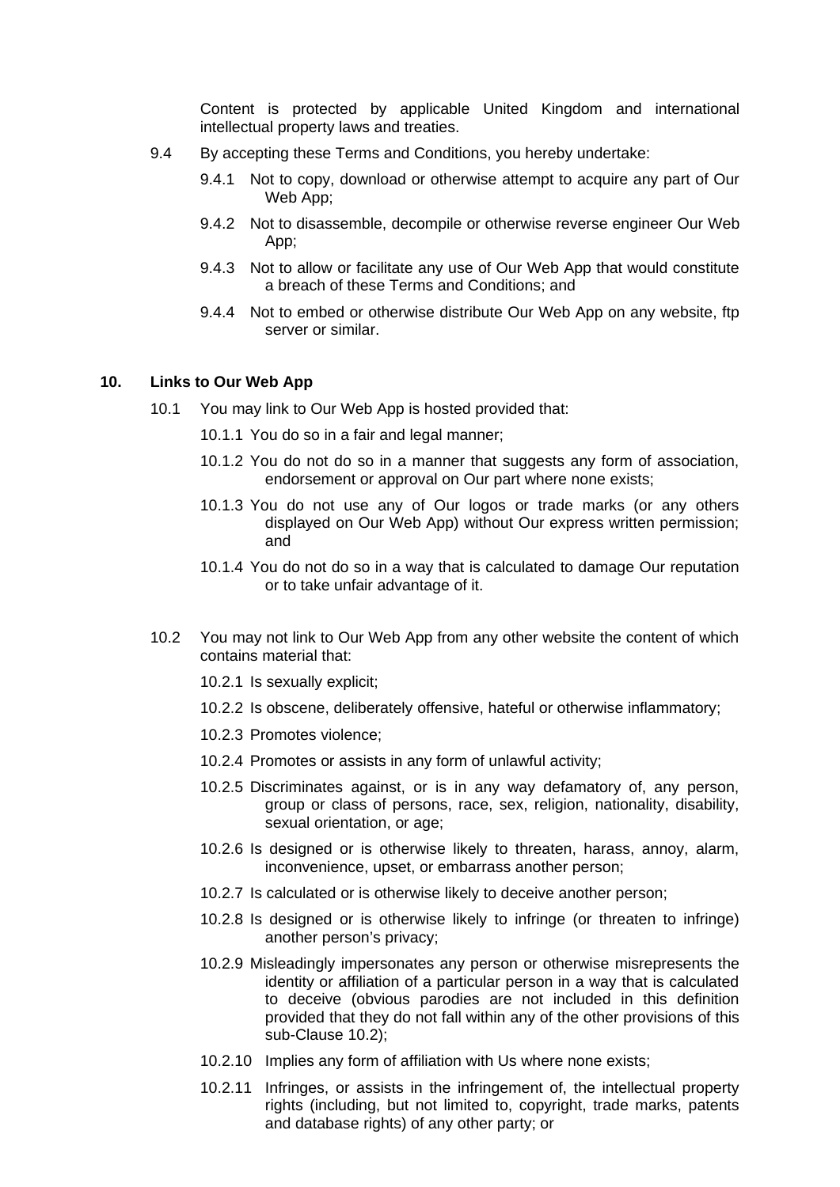Content is protected by applicable United Kingdom and international intellectual property laws and treaties.

9.4 By accepting these Terms and Conditions, you hereby undertake:

9.4.1 Not to copy, download or otherwise attempt to acquire any part of Our Web App;

9.4.2 Not to disassemble, decompile or otherwise reverse engineer Our Web App;

9.4.3 Not to allow or facilitate any use of Our Web App that would constitute a breach of these Terms and Conditions; and

9.4.4 Not to embed or otherwise distribute Our Web App on any website, ftp server or similar.

## 10. Links to Our Web App

10.1 You may link to Our Web App is hosted provided that:

10.1.1 You do so in a fair and legal manner;

10.1.2 You do not do so in a manner that suggests any form of association, endorsement or approval on Our part where none exists;

10.1.3 You do not use any of Our logos or trade marks (or any others displayed on Our Web App) without Our express written permission; and

10.1.4 You do not do so in a way that is calculated to damage Our reputation or to take unfair advantage of it.

10.2 You may not link to Our Web App from any other website the content of which contains material that:

10.2.1 Is sexually explicit;

10.2.2 Is obscene, deliberately offensive, hateful or otherwise inflammatory;

10.2.3 Promotes violence;

10.2.4 Promotes or assists in any form of unlawful activity;

10.2.5 Discriminates against, or is in any way defamatory of, any person, group or class of persons, race, sex, religion, nationality, disability, sexual orientation, or age;

10.2.6 Is designed or is otherwise likely to threaten, harass, annoy, alarm, inconvenience, upset, or embarrass another person;

10.2.7 Is calculated or is otherwise likely to deceive another person;

10.2.8 Is designed or is otherwise likely to infringe (or threaten to infringe) another person's privacy;

10.2.9 Misleadingly impersonates any person or otherwise misrepresents the identity or affiliation of a particular person in a way that is calculated to deceive (obvious parodies are not included in this definition provided that they do not fall within any of the other provisions of this sub-Clause 10.2);

10.2.10 Implies any form of affiliation with Us where none exists;

10.2.11 Infringes, or assists in the infringement of, the intellectual property rights (including, but not limited to, copyright, trade marks, patents and database rights) of any other party; or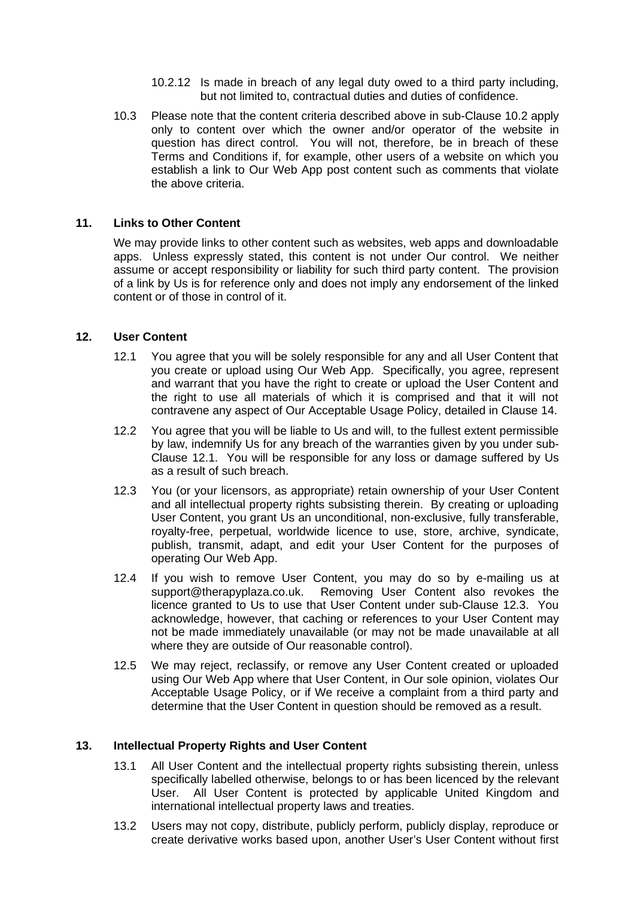10.2.12 Is made in breach of any legal duty owed to a third party including, but not limited to, contractual duties and duties of confidence.

10.3 Please note that the content criteria described above in sub-Clause 10.2 apply only to content over which the owner and/or operator of the website in question has direct control. You will not, therefore, be in breach of these Terms and Conditions if, for example, other users of a website on which you establish a link to Our Web App post content such as comments that violate the above criteria.

## 11. Links to Other Content

We may provide links to other content such as websites, web apps and downloadable apps. Unless expressly stated, this content is not under Our control. We neither assume or accept responsibility or liability for such third party content. The provision of a link by Us is for reference only and does not imply any endorsement of the linked content or of those in control of it.

## 12. User Content

12.1 You agree that you will be solely responsible for any and all User Content that you create or upload using Our Web App. Specifically, you agree, represent and warrant that you have the right to create or upload the User Content and the right to use all materials of which it is comprised and that it will not contravene any aspect of Our Acceptable Usage Policy, detailed in Clause 14.

12.2 You agree that you will be liable to Us and will, to the fullest extent permissible by law, indemnify Us for any breach of the warranties given by you under sub-Clause 12.1. You will be responsible for any loss or damage suffered by Us as a result of such breach.

12.3 You (or your licensors, as appropriate) retain ownership of your User Content and all intellectual property rights subsisting therein. By creating or uploading User Content, you grant Us an unconditional, non-exclusive, fully transferable, royalty-free, perpetual, worldwide licence to use, store, archive, syndicate, publish, transmit, adapt, and edit your User Content for the purposes of operating Our Web App.

12.4 If you wish to remove User Content, you may do so by e-mailing us at support@therapyplaza.co.uk. Removing User Content also revokes the licence granted to Us to use that User Content under sub-Clause 12.3. You acknowledge, however, that caching or references to your User Content may not be made immediately unavailable (or may not be made unavailable at all where they are outside of Our reasonable control).

12.5 We may reject, reclassify, or remove any User Content created or uploaded using Our Web App where that User Content, in Our sole opinion, violates Our Acceptable Usage Policy, or if We receive a complaint from a third party and determine that the User Content in question should be removed as a result.

## 13. Intellectual Property Rights and User Content

13.1 All User Content and the intellectual property rights subsisting therein, unless specifically labelled otherwise, belongs to or has been licenced by the relevant User. All User Content is protected by applicable United Kingdom and international intellectual property laws and treaties.

13.2 Users may not copy, distribute, publicly perform, publicly display, reproduce or create derivative works based upon, another User's User Content without first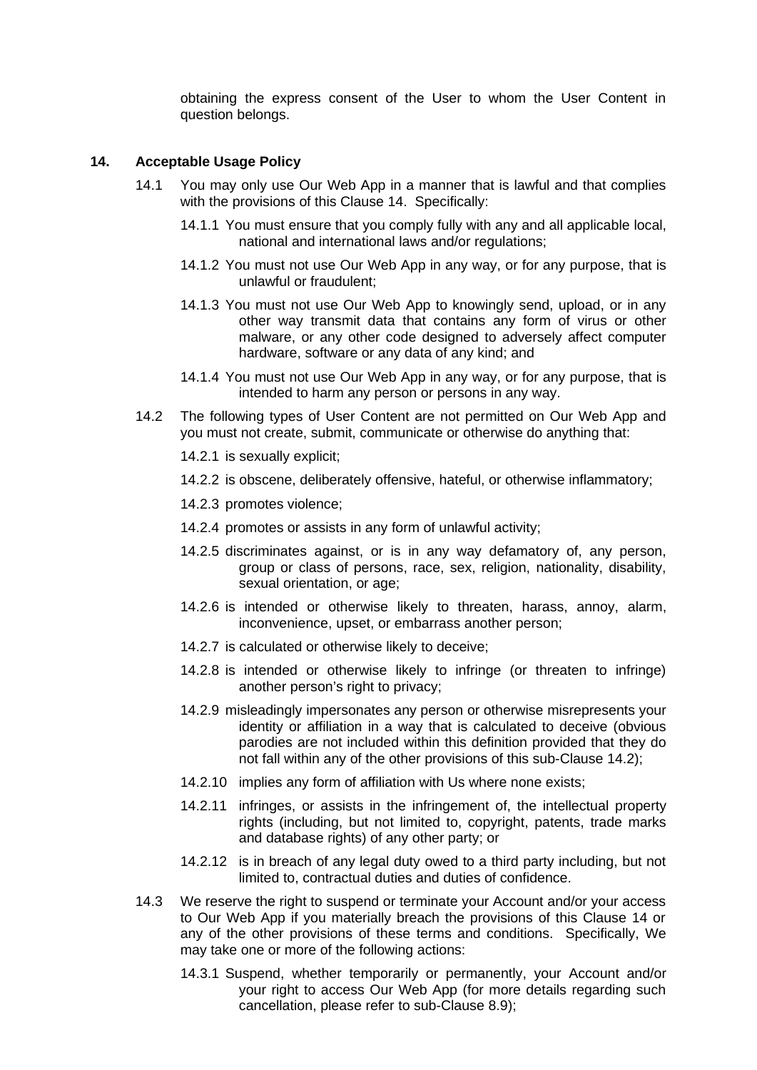obtaining the express consent of the User to whom the User Content in question belongs.

## 14. Acceptable Usage Policy

14.1 You may only use Our Web App in a manner that is lawful and that complies with the provisions of this Clause 14. Specifically:

14.1.1 You must ensure that you comply fully with any and all applicable local, national and international laws and/or regulations;

14.1.2 You must not use Our Web App in any way, or for any purpose, that is unlawful or fraudulent;

14.1.3 You must not use Our Web App to knowingly send, upload, or in any other way transmit data that contains any form of virus or other malware, or any other code designed to adversely affect computer hardware, software or any data of any kind; and

14.1.4 You must not use Our Web App in any way, or for any purpose, that is intended to harm any person or persons in any way.

14.2 The following types of User Content are not permitted on Our Web App and you must not create, submit, communicate or otherwise do anything that:

14.2.1 is sexually explicit;

14.2.2 is obscene, deliberately offensive, hateful, or otherwise inflammatory;

14.2.3 promotes violence;

14.2.4 promotes or assists in any form of unlawful activity;

14.2.5 discriminates against, or is in any way defamatory of, any person, group or class of persons, race, sex, religion, nationality, disability, sexual orientation, or age;

14.2.6 is intended or otherwise likely to threaten, harass, annoy, alarm, inconvenience, upset, or embarrass another person;

14.2.7 is calculated or otherwise likely to deceive;

14.2.8 is intended or otherwise likely to infringe (or threaten to infringe) another person's right to privacy;

14.2.9 misleadingly impersonates any person or otherwise misrepresents your identity or affiliation in a way that is calculated to deceive (obvious parodies are not included within this definition provided that they do not fall within any of the other provisions of this sub-Clause 14.2);

14.2.10 implies any form of affiliation with Us where none exists;

14.2.11 infringes, or assists in the infringement of, the intellectual property rights (including, but not limited to, copyright, patents, trade marks and database rights) of any other party; or

14.2.12 is in breach of any legal duty owed to a third party including, but not limited to, contractual duties and duties of confidence.

14.3 We reserve the right to suspend or terminate your Account and/or your access to Our Web App if you materially breach the provisions of this Clause 14 or any of the other provisions of these terms and conditions. Specifically, We may take one or more of the following actions:

14.3.1 Suspend, whether temporarily or permanently, your Account and/or your right to access Our Web App (for more details regarding such cancellation, please refer to sub-Clause 8.9);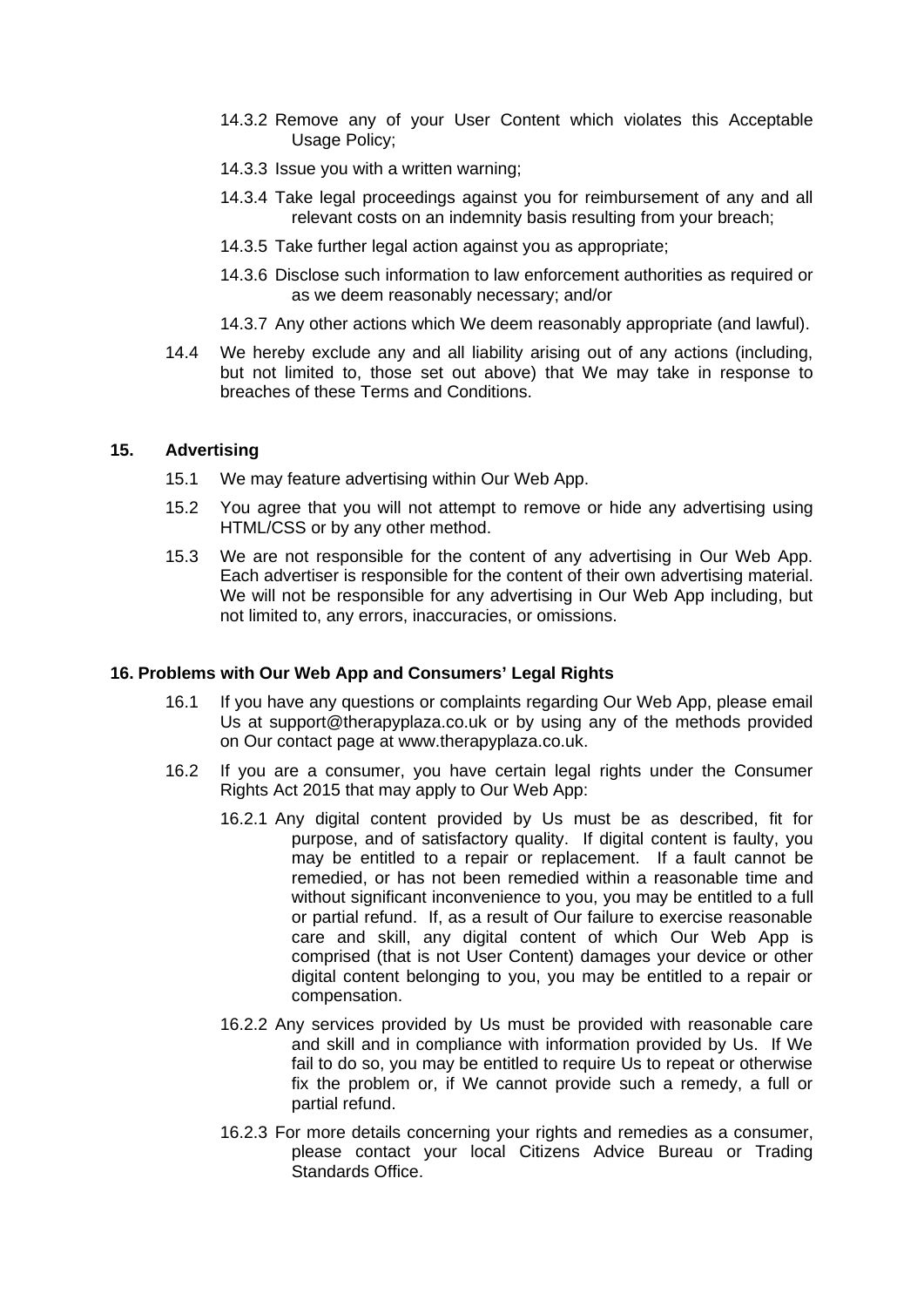14.3.2 Remove any of your User Content which violates this Acceptable Usage Policy;

14.3.3 Issue you with a written warning;

14.3.4 Take legal proceedings against you for reimbursement of any and all relevant costs on an indemnity basis resulting from your breach;

14.3.5 Take further legal action against you as appropriate;

14.3.6 Disclose such information to law enforcement authorities as required or as we deem reasonably necessary; and/or

14.3.7 Any other actions which We deem reasonably appropriate (and lawful).

14.4 We hereby exclude any and all liability arising out of any actions (including, but not limited to, those set out above) that We may take in response to breaches of these Terms and Conditions.

## 15. Advertising

15.1 We may feature advertising within Our Web App.

15.2 You agree that you will not attempt to remove or hide any advertising using HTML/CSS or by any other method.

15.3 We are not responsible for the content of any advertising in Our Web App. Each advertiser is responsible for the content of their own advertising material. We will not be responsible for any advertising in Our Web App including, but not limited to, any errors, inaccuracies, or omissions.

## 16. Problems with Our Web App and Consumers' Legal Rights

16.1 If you have any questions or complaints regarding Our Web App, please email Us at support@therapyplaza.co.uk or by using any of the methods provided on Our contact page at www.therapyplaza.co.uk.

16.2 If you are a consumer, you have certain legal rights under the Consumer Rights Act 2015 that may apply to Our Web App:

16.2.1 Any digital content provided by Us must be as described, fit for purpose, and of satisfactory quality. If digital content is faulty, you may be entitled to a repair or replacement. If a fault cannot be remedied, or has not been remedied within a reasonable time and without significant inconvenience to you, you may be entitled to a full or partial refund. If, as a result of Our failure to exercise reasonable care and skill, any digital content of which Our Web App is comprised (that is not User Content) damages your device or other digital content belonging to you, you may be entitled to a repair or compensation.

16.2.2 Any services provided by Us must be provided with reasonable care and skill and in compliance with information provided by Us. If We fail to do so, you may be entitled to require Us to repeat or otherwise fix the problem or, if We cannot provide such a remedy, a full or partial refund.

16.2.3 For more details concerning your rights and remedies as a consumer, please contact your local Citizens Advice Bureau or Trading Standards Office.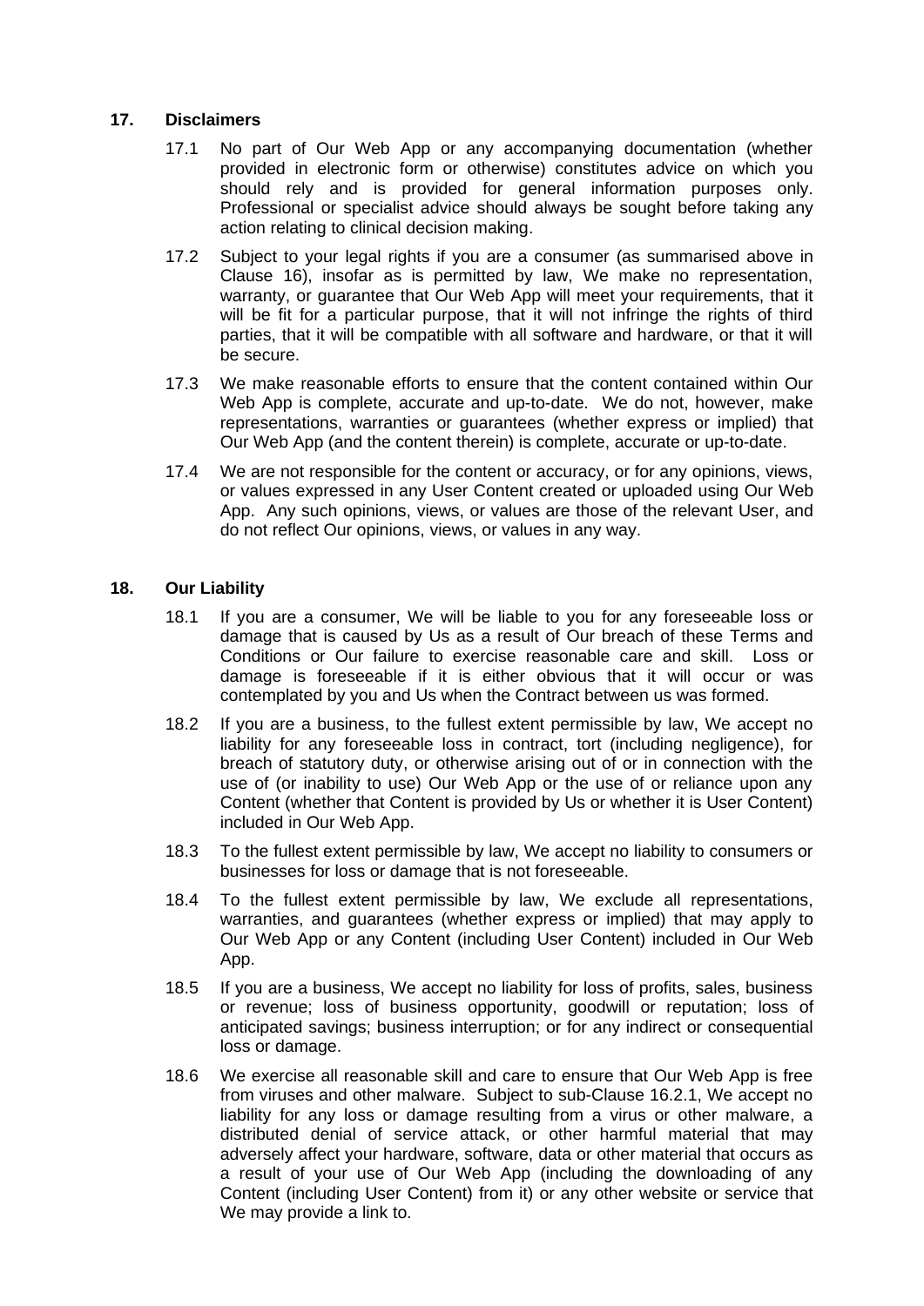## 17. Disclaimers

17.1 No part of Our Web App or any accompanying documentation (whether provided in electronic form or otherwise) constitutes advice on which you should rely and is provided for general information purposes only. Professional or specialist advice should always be sought before taking any action relating to clinical decision making.

17.2 Subject to your legal rights if you are a consumer (as summarised above in Clause 16), insofar as is permitted by law, We make no representation, warranty, or guarantee that Our Web App will meet your requirements, that it will be fit for a particular purpose, that it will not infringe the rights of third parties, that it will be compatible with all software and hardware, or that it will be secure.

17.3 We make reasonable efforts to ensure that the content contained within Our Web App is complete, accurate and up-to-date. We do not, however, make representations, warranties or guarantees (whether express or implied) that Our Web App (and the content therein) is complete, accurate or up-to-date.

17.4 We are not responsible for the content or accuracy, or for any opinions, views, or values expressed in any User Content created or uploaded using Our Web App. Any such opinions, views, or values are those of the relevant User, and do not reflect Our opinions, views, or values in any way.

## 18. Our Liability

18.1 If you are a consumer, We will be liable to you for any foreseeable loss or damage that is caused by Us as a result of Our breach of these Terms and Conditions or Our failure to exercise reasonable care and skill. Loss or damage is foreseeable if it is either obvious that it will occur or was contemplated by you and Us when the Contract between us was formed.

18.2 If you are a business, to the fullest extent permissible by law, We accept no liability for any foreseeable loss in contract, tort (including negligence), for breach of statutory duty, or otherwise arising out of or in connection with the use of (or inability to use) Our Web App or the use of or reliance upon any Content (whether that Content is provided by Us or whether it is User Content) included in Our Web App.

18.3 To the fullest extent permissible by law, We accept no liability to consumers or businesses for loss or damage that is not foreseeable.

18.4 To the fullest extent permissible by law, We exclude all representations, warranties, and guarantees (whether express or implied) that may apply to Our Web App or any Content (including User Content) included in Our Web App.

18.5 If you are a business, We accept no liability for loss of profits, sales, business or revenue; loss of business opportunity, goodwill or reputation; loss of anticipated savings; business interruption; or for any indirect or consequential loss or damage.

18.6 We exercise all reasonable skill and care to ensure that Our Web App is free from viruses and other malware. Subject to sub-Clause 16.2.1, We accept no liability for any loss or damage resulting from a virus or other malware, a distributed denial of service attack, or other harmful material that may adversely affect your hardware, software, data or other material that occurs as a result of your use of Our Web App (including the downloading of any Content (including User Content) from it) or any other website or service that We may provide a link to.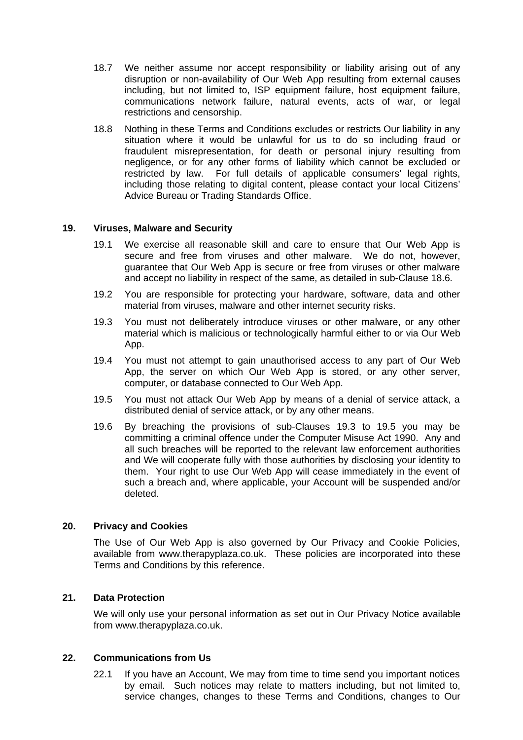18.7 We neither assume nor accept responsibility or liability arising out of any disruption or non-availability of Our Web App resulting from external causes including, but not limited to, ISP equipment failure, host equipment failure, communications network failure, natural events, acts of war, or legal restrictions and censorship.

18.8 Nothing in these Terms and Conditions excludes or restricts Our liability in any situation where it would be unlawful for us to do so including fraud or fraudulent misrepresentation, for death or personal injury resulting from negligence, or for any other forms of liability which cannot be excluded or restricted by law. For full details of applicable consumers' legal rights, including those relating to digital content, please contact your local Citizens' Advice Bureau or Trading Standards Office.

## 19. Viruses, Malware and Security

19.1 We exercise all reasonable skill and care to ensure that Our Web App is secure and free from viruses and other malware. We do not, however, guarantee that Our Web App is secure or free from viruses or other malware and accept no liability in respect of the same, as detailed in sub-Clause 18.6.

19.2 You are responsible for protecting your hardware, software, data and other material from viruses, malware and other internet security risks.

19.3 You must not deliberately introduce viruses or other malware, or any other material which is malicious or technologically harmful either to or via Our Web App.

19.4 You must not attempt to gain unauthorised access to any part of Our Web App, the server on which Our Web App is stored, or any other server, computer, or database connected to Our Web App.

19.5 You must not attack Our Web App by means of a denial of service attack, a distributed denial of service attack, or by any other means.

19.6 By breaching the provisions of sub-Clauses 19.3 to 19.5 you may be committing a criminal offence under the Computer Misuse Act 1990. Any and all such breaches will be reported to the relevant law enforcement authorities and We will cooperate fully with those authorities by disclosing your identity to them. Your right to use Our Web App will cease immediately in the event of such a breach and, where applicable, your Account will be suspended and/or deleted.

## 20. Privacy and Cookies

The Use of Our Web App is also governed by Our Privacy and Cookie Policies, available from www.therapyplaza.co.uk. These policies are incorporated into these Terms and Conditions by this reference.

## 21. Data Protection

We will only use your personal information as set out in Our Privacy Notice available from www.therapyplaza.co.uk.

## 22. Communications from Us

22.1 If you have an Account, We may from time to time send you important notices by email. Such notices may relate to matters including, but not limited to, service changes, changes to these Terms and Conditions, changes to Our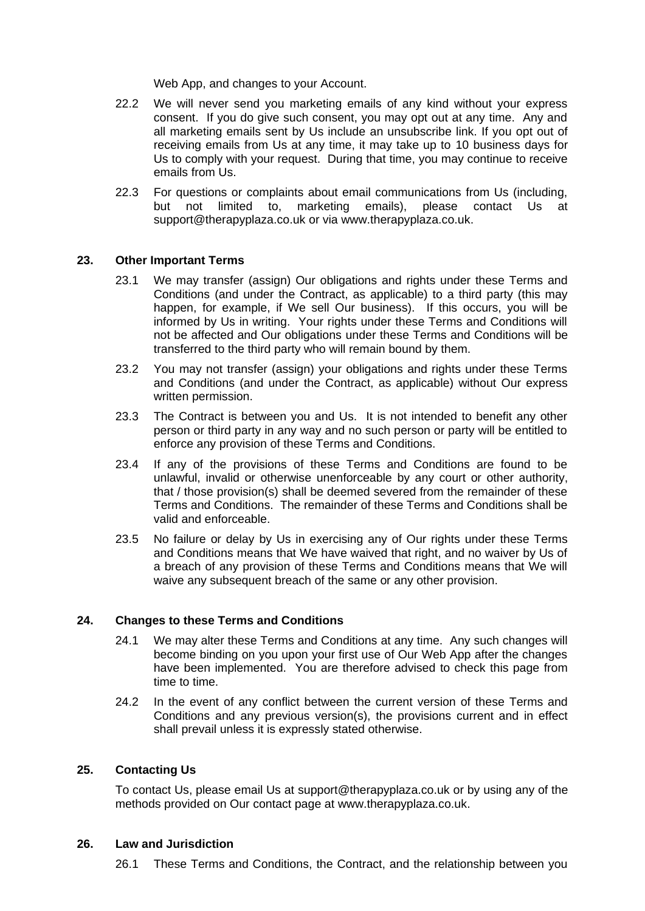Web App, and changes to your Account.

22.2 We will never send you marketing emails of any kind without your express consent. If you do give such consent, you may opt out at any time. Any and all marketing emails sent by Us include an unsubscribe link. If you opt out of receiving emails from Us at any time, it may take up to 10 business days for Us to comply with your request. During that time, you may continue to receive emails from Us.

22.3 For questions or complaints about email communications from Us (including, but not limited to, marketing emails), please contact Us at support@therapyplaza.co.uk or via www.therapyplaza.co.uk.

## 23. Other Important Terms

23.1 We may transfer (assign) Our obligations and rights under these Terms and Conditions (and under the Contract, as applicable) to a third party (this may happen, for example, if We sell Our business). If this occurs, you will be informed by Us in writing. Your rights under these Terms and Conditions will not be affected and Our obligations under these Terms and Conditions will be transferred to the third party who will remain bound by them.

23.2 You may not transfer (assign) your obligations and rights under these Terms and Conditions (and under the Contract, as applicable) without Our express written permission.

23.3 The Contract is between you and Us. It is not intended to benefit any other person or third party in any way and no such person or party will be entitled to enforce any provision of these Terms and Conditions.

23.4 If any of the provisions of these Terms and Conditions are found to be unlawful, invalid or otherwise unenforceable by any court or other authority, that / those provision(s) shall be deemed severed from the remainder of these Terms and Conditions. The remainder of these Terms and Conditions shall be valid and enforceable.

23.5 No failure or delay by Us in exercising any of Our rights under these Terms and Conditions means that We have waived that right, and no waiver by Us of a breach of any provision of these Terms and Conditions means that We will waive any subsequent breach of the same or any other provision.

## 24. Changes to these Terms and Conditions

24.1 We may alter these Terms and Conditions at any time. Any such changes will become binding on you upon your first use of Our Web App after the changes have been implemented. You are therefore advised to check this page from time to time.

24.2 In the event of any conflict between the current version of these Terms and Conditions and any previous version(s), the provisions current and in effect shall prevail unless it is expressly stated otherwise.

## 25. Contacting Us

To contact Us, please email Us at support@therapyplaza.co.uk or by using any of the methods provided on Our contact page at www.therapyplaza.co.uk.

## 26. Law and Jurisdiction

26.1 These Terms and Conditions, the Contract, and the relationship between you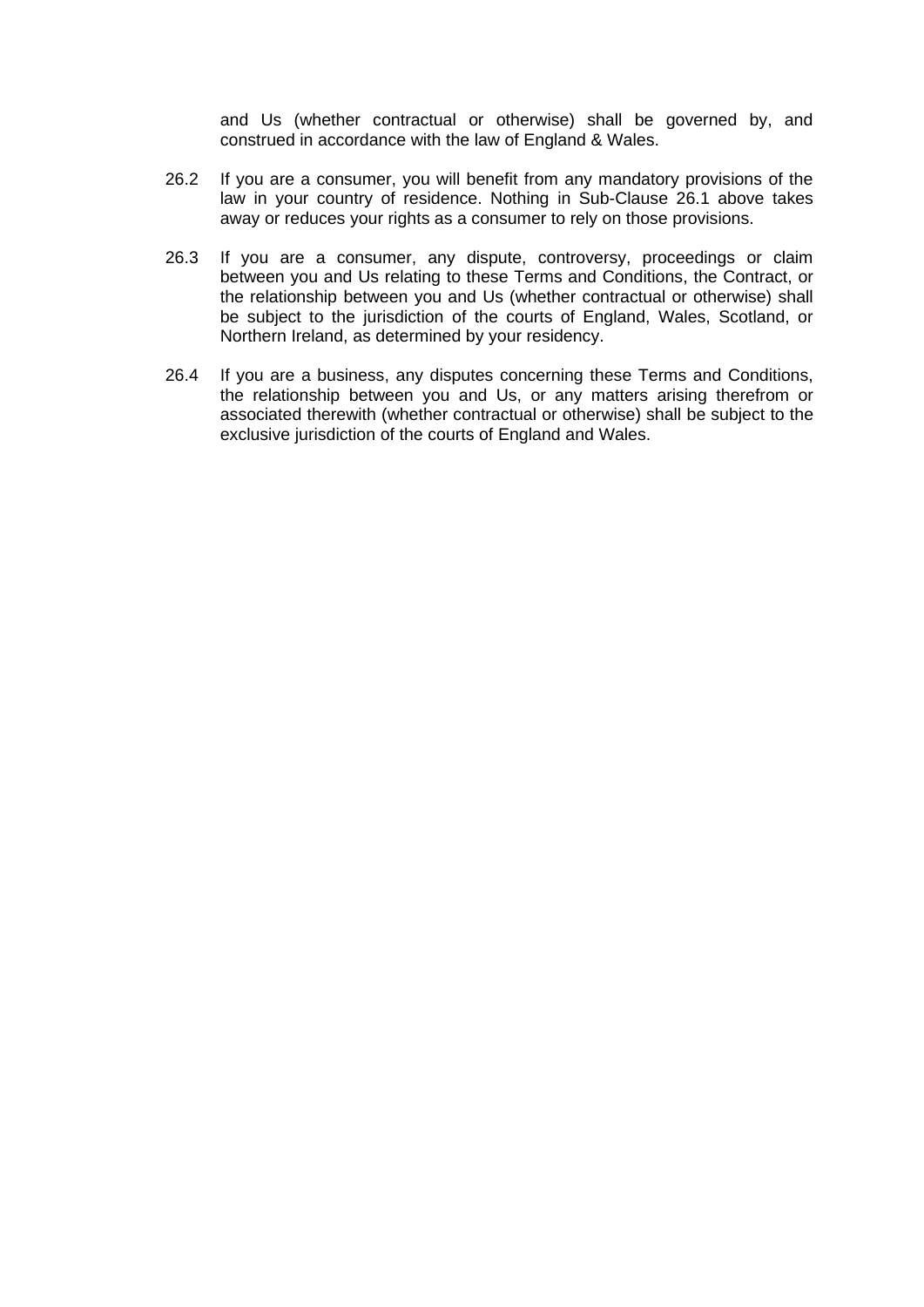and Us (whether contractual or otherwise) shall be governed by, and construed in accordance with the law of England & Wales.

26.2 If you are a consumer, you will benefit from any mandatory provisions of the law in your country of residence. Nothing in Sub-Clause 26.1 above takes away or reduces your rights as a consumer to rely on those provisions.

26.3 If you are a consumer, any dispute, controversy, proceedings or claim between you and Us relating to these Terms and Conditions, the Contract, or the relationship between you and Us (whether contractual or otherwise) shall be subject to the jurisdiction of the courts of England, Wales, Scotland, or Northern Ireland, as determined by your residency.

26.4 If you are a business, any disputes concerning these Terms and Conditions, the relationship between you and Us, or any matters arising therefrom or associated therewith (whether contractual or otherwise) shall be subject to the exclusive jurisdiction of the courts of England and Wales.